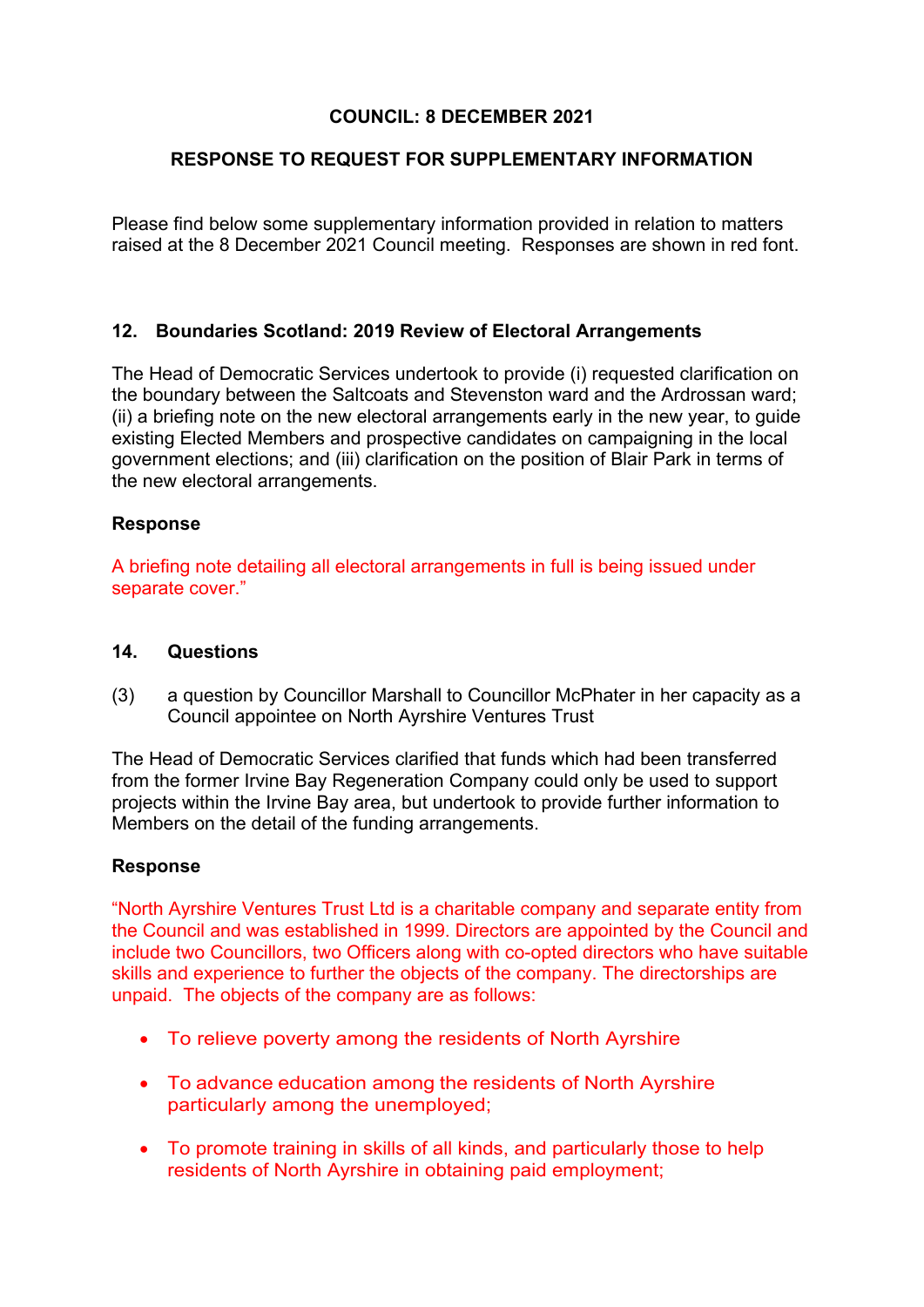**COUNCIL: 8 DECEMBER 2021**

**RESPONSE TO REQUEST FOR SUPPLEMENTARY INFORMATION**

Please find below some supplementary information provided in relation to matters raised at the 8 December 2021 Council meeting. Responses are shown in red font.

**12. Boundaries Scotland: 2019 Review of Electoral Arrangements**

The Head of Democratic Services undertook to provide (i) requested clarification on the boundary between the Saltcoats and Stevenston ward and the Ardrossan ward; (ii) a briefing note on the new electoral arrangements early in the new year, to guide existing Elected Members and prospective candidates on campaigning in the local government elections; and (iii) clarification on the position of Blair Park in terms of the new electoral arrangements.

**Response**

A briefing note detailing all electoral arrangements in full is being issued under separate cover."

**14. Questions**

(3) a question by Councillor Marshall to Councillor McPhater in her capacity as a Council appointee on North Ayrshire Ventures Trust

The Head of Democratic Services clarified that funds which had been transferred from the former Irvine Bay Regeneration Company could only be used to support projects within the Irvine Bay area, but undertook to provide further information to Members on the detail of the funding arrangements.

**Response**

"North Ayrshire Ventures Trust Ltd is a charitable company and separate entity from the Council and was established in 1999. Directors are appointed by the Council and include two Councillors, two Officers along with co-opted directors who have suitable skills and experience to further the objects of the company. The directorships are unpaid. The objects of the company are as follows:

- To relieve poverty among the residents of North Ayrshire
- To advance education among the residents of North Ayrshire particularly among the unemployed;
- To promote training in skills of all kinds, and particularly those to help residents of North Ayrshire in obtaining paid employment;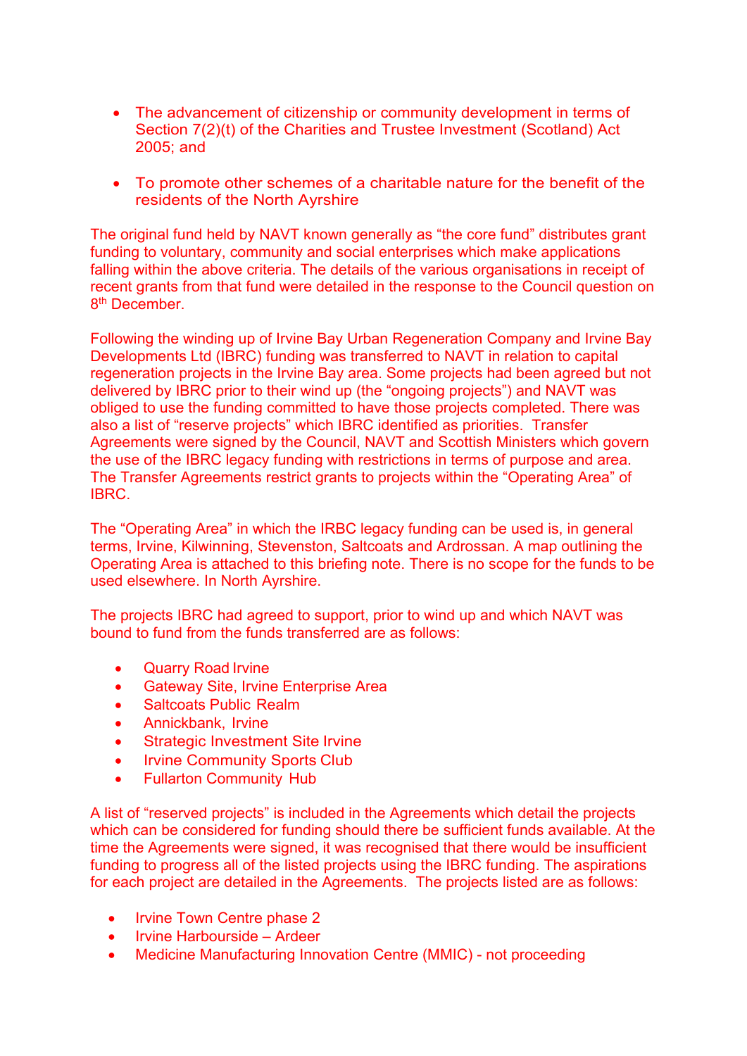- The advancement of citizenship or community development in terms of Section 7(2)(t) of the Charities and Trustee Investment (Scotland) Act 2005; and

- To promote other schemes of a charitable nature for the benefit of the residents of the North Ayrshire

The original fund held by NAVT known generally as "the core fund" distributes grant funding to voluntary, community and social enterprises which make applications falling within the above criteria. The details of the various organisations in receipt of recent grants from that fund were detailed in the response to the Council question on 8th December.

Following the winding up of Irvine Bay Urban Regeneration Company and Irvine Bay Developments Ltd (IBRC) funding was transferred to NAVT in relation to capital regeneration projects in the Irvine Bay area. Some projects had been agreed but not delivered by IBRC prior to their wind up (the "ongoing projects") and NAVT was obliged to use the funding committed to have those projects completed. There was also a list of "reserve projects" which IBRC identified as priorities. Transfer Agreements were signed by the Council, NAVT and Scottish Ministers which govern the use of the IBRC legacy funding with restrictions in terms of purpose and area. The Transfer Agreements restrict grants to projects within the "Operating Area" of IBRC.

The "Operating Area" in which the IRBC legacy funding can be used is, in general terms, Irvine, Kilwinning, Stevenston, Saltcoats and Ardrossan. A map outlining the Operating Area is attached to this briefing note. There is no scope for the funds to be used elsewhere. In North Ayrshire.

The projects IBRC had agreed to support, prior to wind up and which NAVT was bound to fund from the funds transferred are as follows:

- Quarry Road Irvine
- Gateway Site, Irvine Enterprise Area
- Saltcoats Public Realm
- Annickbank, Irvine
- Strategic Investment Site Irvine
- Irvine Community Sports Club
- Fullarton Community Hub

A list of "reserved projects" is included in the Agreements which detail the projects which can be considered for funding should there be sufficient funds available. At the time the Agreements were signed, it was recognised that there would be insufficient funding to progress all of the listed projects using the IBRC funding. The aspirations for each project are detailed in the Agreements. The projects listed are as follows:

- Irvine Town Centre phase 2
- Irvine Harbourside – Ardeer
- Medicine Manufacturing Innovation Centre (MMIC) - not proceeding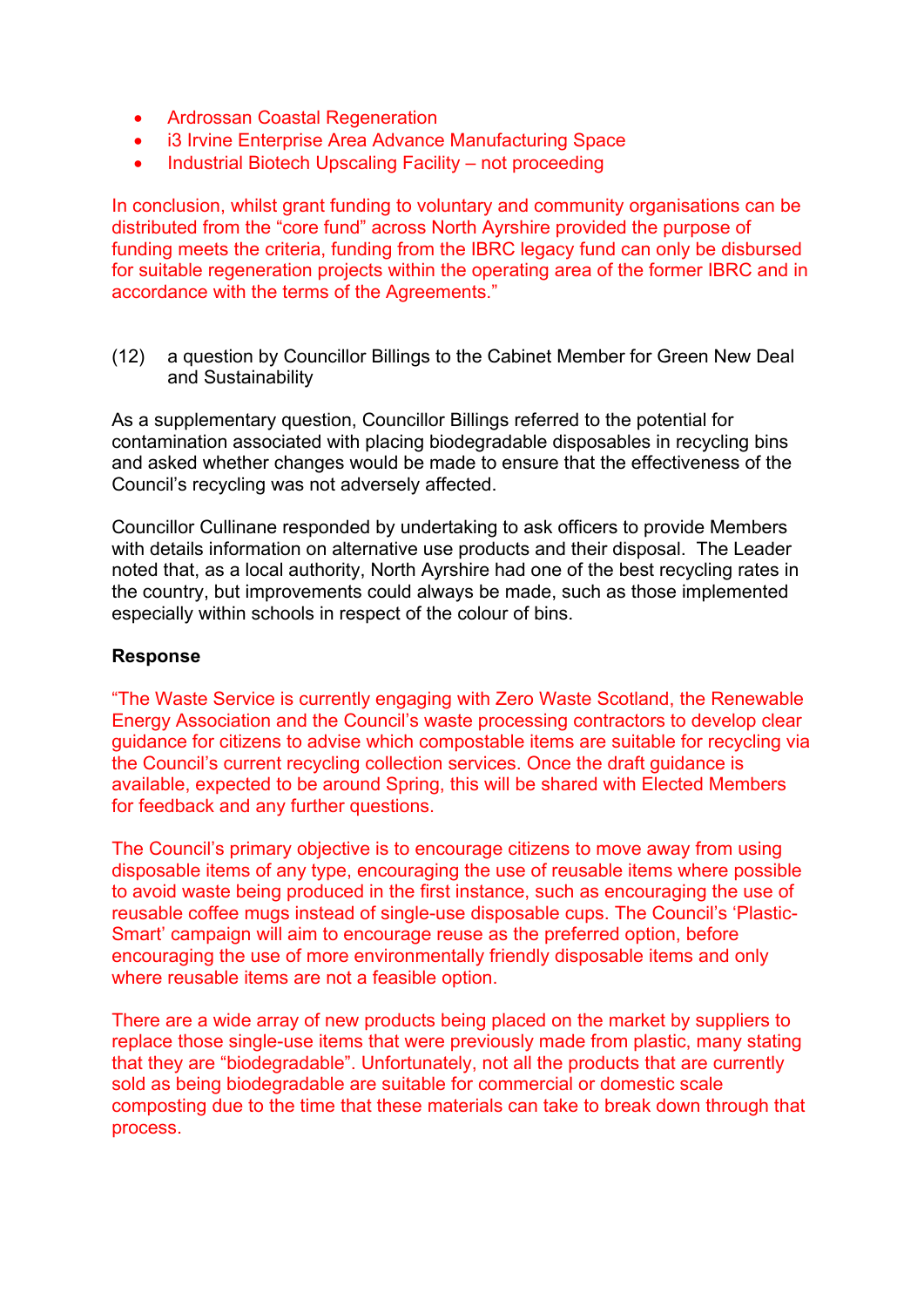- Ardrossan Coastal Regeneration
- i3 Irvine Enterprise Area Advance Manufacturing Space
- Industrial Biotech Upscaling Facility – not proceeding

In conclusion, whilst grant funding to voluntary and community organisations can be distributed from the "core fund" across North Ayrshire provided the purpose of funding meets the criteria, funding from the IBRC legacy fund can only be disbursed for suitable regeneration projects within the operating area of the former IBRC and in accordance with the terms of the Agreements."

(12) a question by Councillor Billings to the Cabinet Member for Green New Deal and Sustainability

As a supplementary question, Councillor Billings referred to the potential for contamination associated with placing biodegradable disposables in recycling bins and asked whether changes would be made to ensure that the effectiveness of the Council's recycling was not adversely affected.

Councillor Cullinane responded by undertaking to ask officers to provide Members with details information on alternative use products and their disposal. The Leader noted that, as a local authority, North Ayrshire had one of the best recycling rates in the country, but improvements could always be made, such as those implemented especially within schools in respect of the colour of bins.

**Response**

"The Waste Service is currently engaging with Zero Waste Scotland, the Renewable Energy Association and the Council's waste processing contractors to develop clear guidance for citizens to advise which compostable items are suitable for recycling via the Council's current recycling collection services. Once the draft guidance is available, expected to be around Spring, this will be shared with Elected Members for feedback and any further questions.

The Council's primary objective is to encourage citizens to move away from using disposable items of any type, encouraging the use of reusable items where possible to avoid waste being produced in the first instance, such as encouraging the use of reusable coffee mugs instead of single-use disposable cups. The Council's 'Plastic-Smart' campaign will aim to encourage reuse as the preferred option, before encouraging the use of more environmentally friendly disposable items and only where reusable items are not a feasible option.

There are a wide array of new products being placed on the market by suppliers to replace those single-use items that were previously made from plastic, many stating that they are "biodegradable". Unfortunately, not all the products that are currently sold as being biodegradable are suitable for commercial or domestic scale composting due to the time that these materials can take to break down through that process.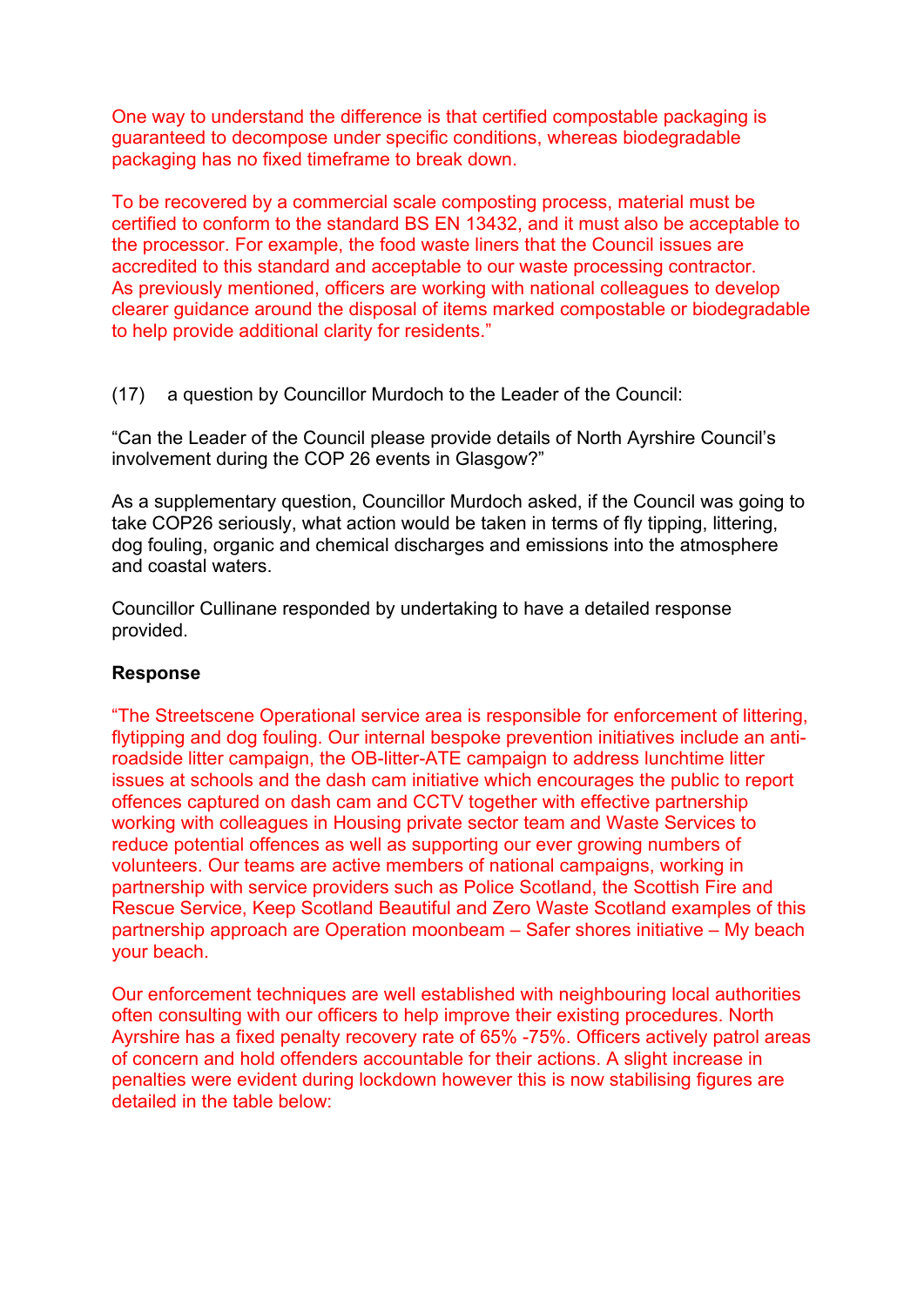One way to understand the difference is that certified compostable packaging is guaranteed to decompose under specific conditions, whereas biodegradable packaging has no fixed timeframe to break down.

To be recovered by a commercial scale composting process, material must be certified to conform to the standard BS EN 13432, and it must also be acceptable to the processor. For example, the food waste liners that the Council issues are accredited to this standard and acceptable to our waste processing contractor. As previously mentioned, officers are working with national colleagues to develop clearer guidance around the disposal of items marked compostable or biodegradable to help provide additional clarity for residents."

(17) a question by Councillor Murdoch to the Leader of the Council:

"Can the Leader of the Council please provide details of North Ayrshire Council's involvement during the COP 26 events in Glasgow?"

As a supplementary question, Councillor Murdoch asked, if the Council was going to take COP26 seriously, what action would be taken in terms of fly tipping, littering, dog fouling, organic and chemical discharges and emissions into the atmosphere and coastal waters.

Councillor Cullinane responded by undertaking to have a detailed response provided.

**Response**

"The Streetscene Operational service area is responsible for enforcement of littering, flytipping and dog fouling. Our internal bespoke prevention initiatives include an anti-roadside litter campaign, the OB-litter-ATE campaign to address lunchtime litter issues at schools and the dash cam initiative which encourages the public to report offences captured on dash cam and CCTV together with effective partnership working with colleagues in Housing private sector team and Waste Services to reduce potential offences as well as supporting our ever growing numbers of volunteers. Our teams are active members of national campaigns, working in partnership with service providers such as Police Scotland, the Scottish Fire and Rescue Service, Keep Scotland Beautiful and Zero Waste Scotland examples of this partnership approach are Operation moonbeam – Safer shores initiative – My beach your beach.

Our enforcement techniques are well established with neighbouring local authorities often consulting with our officers to help improve their existing procedures. North Ayrshire has a fixed penalty recovery rate of 65% -75%. Officers actively patrol areas of concern and hold offenders accountable for their actions. A slight increase in penalties were evident during lockdown however this is now stabilising figures are detailed in the table below: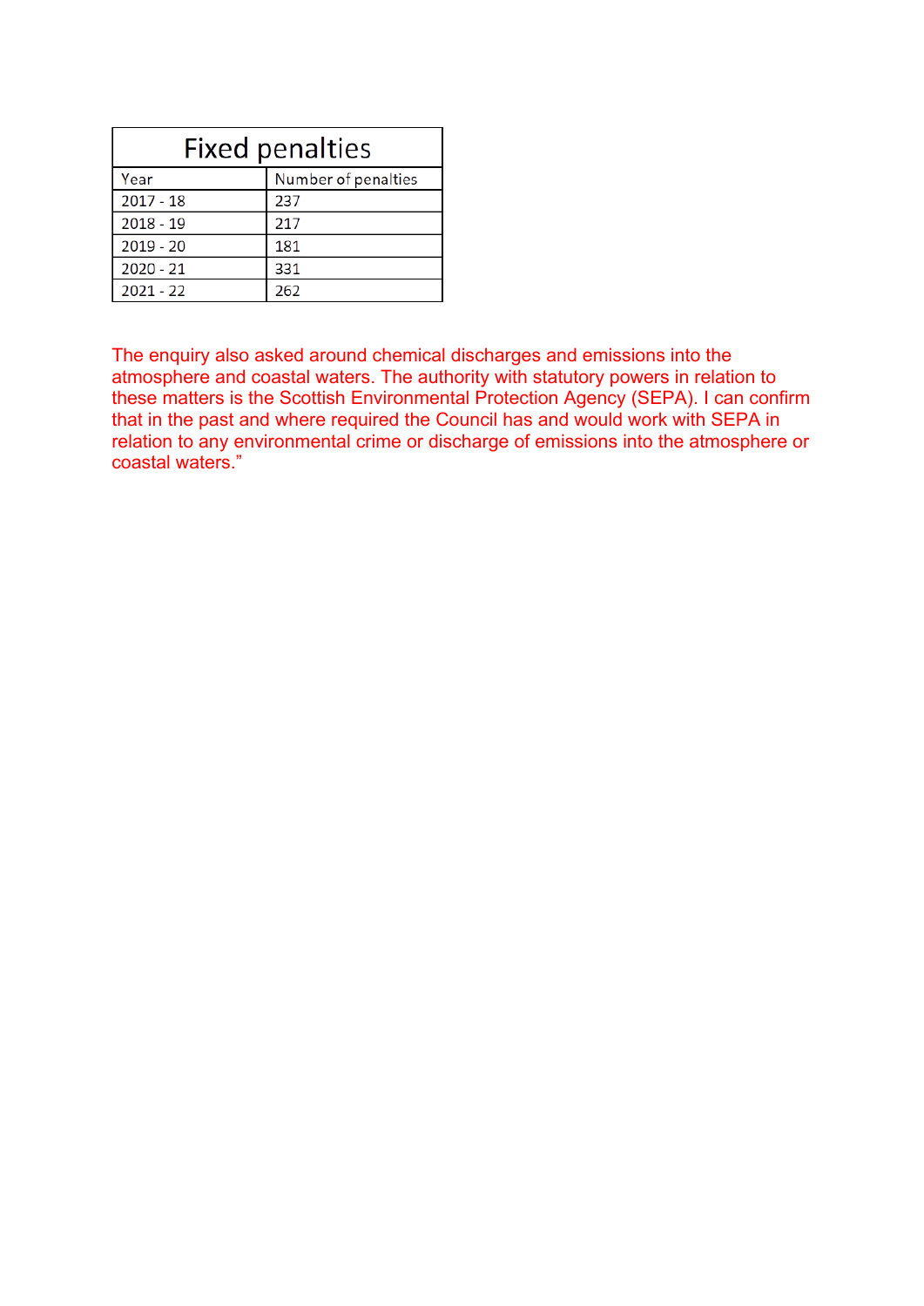| Fixed penalties | |
|---|---|
| Year | Number of penalties |
| 2017 - 18 | 237 |
| 2018 - 19 | 217 |
| 2019 - 20 | 181 |
| 2020 - 21 | 331 |
| 2021 - 22 | 262 |

The enquiry also asked around chemical discharges and emissions into the atmosphere and coastal waters. The authority with statutory powers in relation to these matters is the Scottish Environmental Protection Agency (SEPA). I can confirm that in the past and where required the Council has and would work with SEPA in relation to any environmental crime or discharge of emissions into the atmosphere or coastal waters."